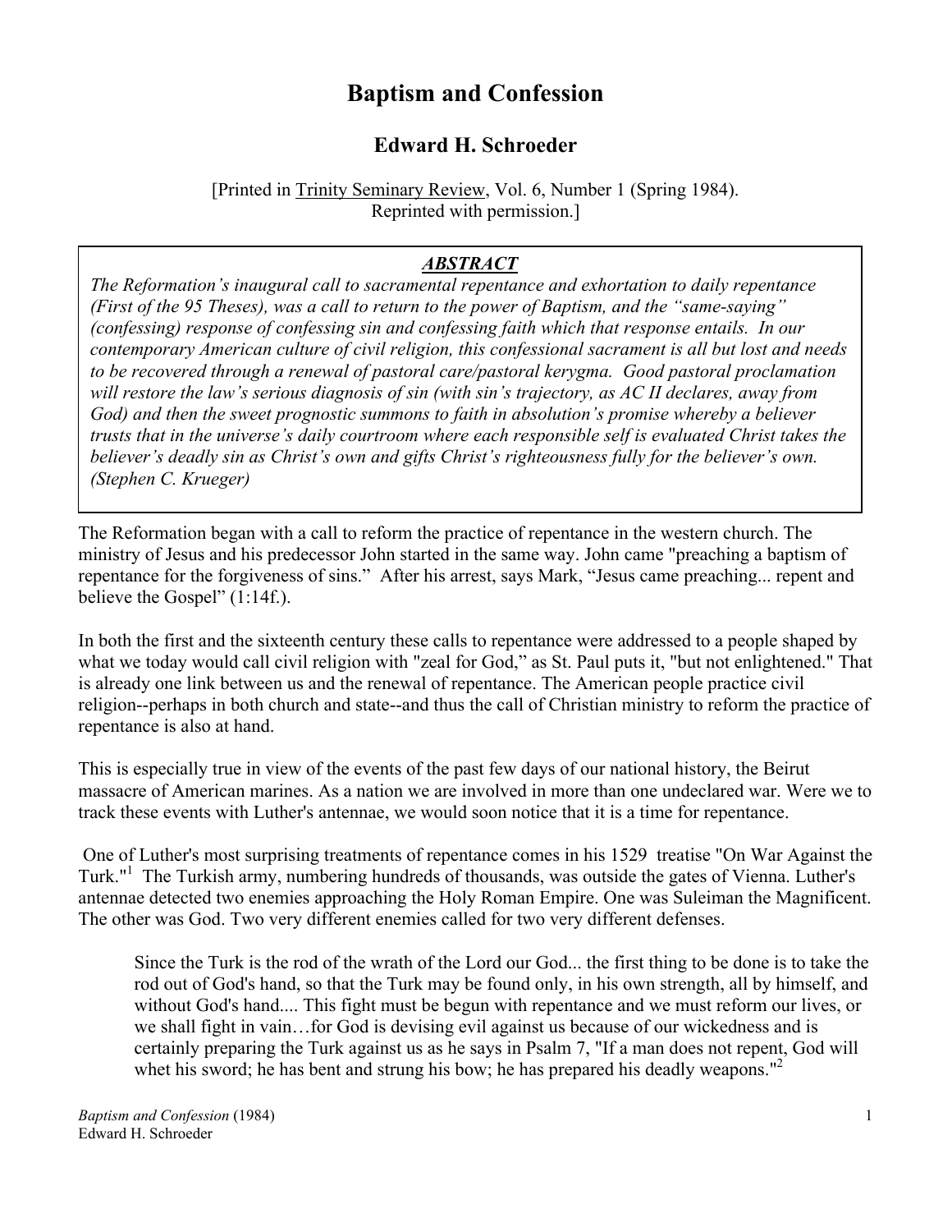# Baptism and Confession

## Edward H. Schroeder

[Printed in Trinity Seminary Review, Vol. 6, Number 1 (Spring 1984). Reprinted with permission.]

> ***ABSTRACT***
>
> *The Reformation's inaugural call to sacramental repentance and exhortation to daily repentance (First of the 95 Theses), was a call to return to the power of Baptism, and the "same-saying" (confessing) response of confessing sin and confessing faith which that response entails. In our contemporary American culture of civil religion, this confessional sacrament is all but lost and needs to be recovered through a renewal of pastoral care/pastoral kerygma. Good pastoral proclamation will restore the law's serious diagnosis of sin (with sin's trajectory, as AC II declares, away from God) and then the sweet prognostic summons to faith in absolution's promise whereby a believer trusts that in the universe's daily courtroom where each responsible self is evaluated Christ takes the believer's deadly sin as Christ's own and gifts Christ's righteousness fully for the believer's own. (Stephen C. Krueger)*

The Reformation began with a call to reform the practice of repentance in the western church. The ministry of Jesus and his predecessor John started in the same way. John came "preaching a baptism of repentance for the forgiveness of sins." After his arrest, says Mark, "Jesus came preaching... repent and believe the Gospel" (1:14f.).

In both the first and the sixteenth century these calls to repentance were addressed to a people shaped by what we today would call civil religion with "zeal for God," as St. Paul puts it, "but not enlightened." That is already one link between us and the renewal of repentance. The American people practice civil religion--perhaps in both church and state--and thus the call of Christian ministry to reform the practice of repentance is also at hand.

This is especially true in view of the events of the past few days of our national history, the Beirut massacre of American marines. As a nation we are involved in more than one undeclared war. Were we to track these events with Luther's antennae, we would soon notice that it is a time for repentance.

One of Luther's most surprising treatments of repentance comes in his 1529 treatise "On War Against the Turk."[1] The Turkish army, numbering hundreds of thousands, was outside the gates of Vienna. Luther's antennae detected two enemies approaching the Holy Roman Empire. One was Suleiman the Magnificent. The other was God. Two very different enemies called for two very different defenses.

> Since the Turk is the rod of the wrath of the Lord our God... the first thing to be done is to take the rod out of God's hand, so that the Turk may be found only, in his own strength, all by himself, and without God's hand.... This fight must be begun with repentance and we must reform our lives, or we shall fight in vain…for God is devising evil against us because of our wickedness and is certainly preparing the Turk against us as he says in Psalm 7, "If a man does not repent, God will whet his sword; he has bent and strung his bow; he has prepared his deadly weapons."[2]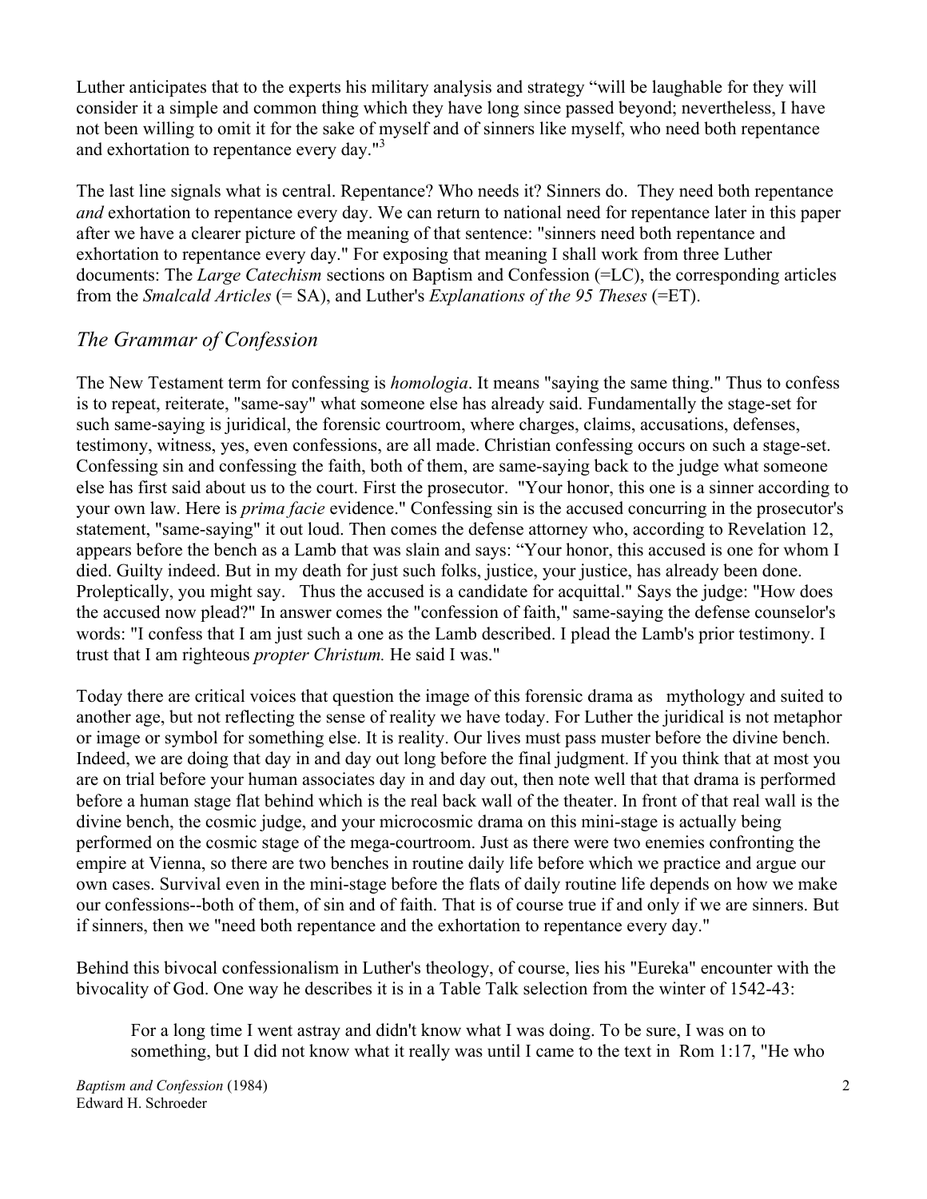Luther anticipates that to the experts his military analysis and strategy "will be laughable for they will consider it a simple and common thing which they have long since passed beyond; nevertheless, I have not been willing to omit it for the sake of myself and of sinners like myself, who need both repentance and exhortation to repentance every day."[3]

The last line signals what is central. Repentance? Who needs it? Sinners do. They need both repentance *and* exhortation to repentance every day. We can return to national need for repentance later in this paper after we have a clearer picture of the meaning of that sentence: "sinners need both repentance and exhortation to repentance every day." For exposing that meaning I shall work from three Luther documents: The *Large Catechism* sections on Baptism and Confession (=LC), the corresponding articles from the *Smalcald Articles* (= SA), and Luther's *Explanations of the 95 Theses* (=ET).

## *The Grammar of Confession*

The New Testament term for confessing is *homologia*. It means "saying the same thing." Thus to confess is to repeat, reiterate, "same-say" what someone else has already said. Fundamentally the stage-set for such same-saying is juridical, the forensic courtroom, where charges, claims, accusations, defenses, testimony, witness, yes, even confessions, are all made. Christian confessing occurs on such a stage-set. Confessing sin and confessing the faith, both of them, are same-saying back to the judge what someone else has first said about us to the court. First the prosecutor. "Your honor, this one is a sinner according to your own law. Here is *prima facie* evidence." Confessing sin is the accused concurring in the prosecutor's statement, "same-saying" it out loud. Then comes the defense attorney who, according to Revelation 12, appears before the bench as a Lamb that was slain and says: "Your honor, this accused is one for whom I died. Guilty indeed. But in my death for just such folks, justice, your justice, has already been done. Proleptically, you might say. Thus the accused is a candidate for acquittal." Says the judge: "How does the accused now plead?" In answer comes the "confession of faith," same-saying the defense counselor's words: "I confess that I am just such a one as the Lamb described. I plead the Lamb's prior testimony. I trust that I am righteous *propter Christum.* He said I was."

Today there are critical voices that question the image of this forensic drama as mythology and suited to another age, but not reflecting the sense of reality we have today. For Luther the juridical is not metaphor or image or symbol for something else. It is reality. Our lives must pass muster before the divine bench. Indeed, we are doing that day in and day out long before the final judgment. If you think that at most you are on trial before your human associates day in and day out, then note well that that drama is performed before a human stage flat behind which is the real back wall of the theater. In front of that real wall is the divine bench, the cosmic judge, and your microcosmic drama on this mini-stage is actually being performed on the cosmic stage of the mega-courtroom. Just as there were two enemies confronting the empire at Vienna, so there are two benches in routine daily life before which we practice and argue our own cases. Survival even in the mini-stage before the flats of daily routine life depends on how we make our confessions--both of them, of sin and of faith. That is of course true if and only if we are sinners. But if sinners, then we "need both repentance and the exhortation to repentance every day."

Behind this bivocal confessionalism in Luther's theology, of course, lies his "Eureka" encounter with the bivocality of God. One way he describes it is in a Table Talk selection from the winter of 1542-43:

> For a long time I went astray and didn't know what I was doing. To be sure, I was on to something, but I did not know what it really was until I came to the text in Rom 1:17, "He who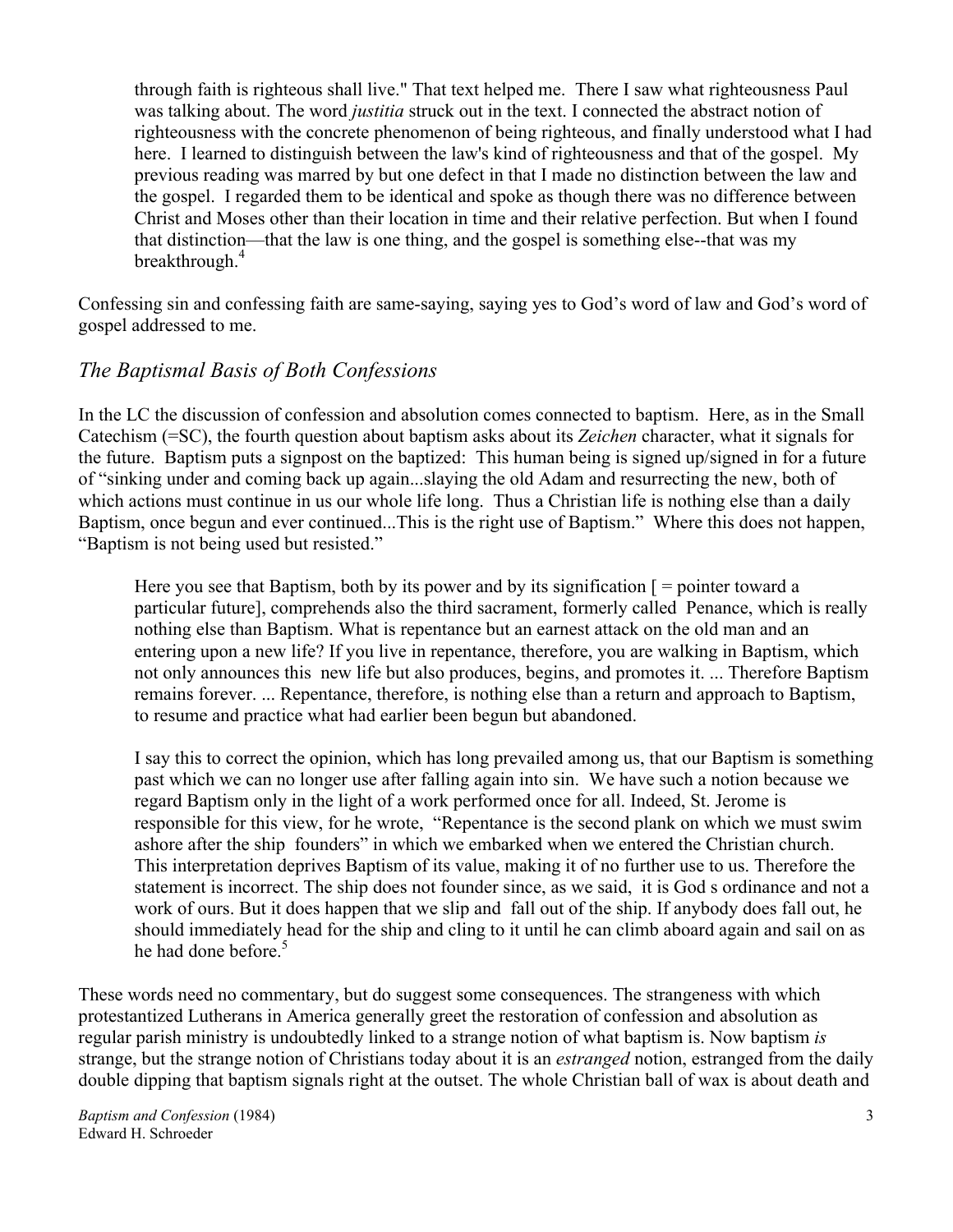> through faith is righteous shall live." That text helped me. There I saw what righteousness Paul was talking about. The word *justitia* struck out in the text. I connected the abstract notion of righteousness with the concrete phenomenon of being righteous, and finally understood what I had here. I learned to distinguish between the law's kind of righteousness and that of the gospel. My previous reading was marred by but one defect in that I made no distinction between the law and the gospel. I regarded them to be identical and spoke as though there was no difference between Christ and Moses other than their location in time and their relative perfection. But when I found that distinction—that the law is one thing, and the gospel is something else--that was my breakthrough.[4]

Confessing sin and confessing faith are same-saying, saying yes to God's word of law and God's word of gospel addressed to me.

## *The Baptismal Basis of Both Confessions*

In the LC the discussion of confession and absolution comes connected to baptism. Here, as in the Small Catechism (=SC), the fourth question about baptism asks about its *Zeichen* character, what it signals for the future. Baptism puts a signpost on the baptized: This human being is signed up/signed in for a future of "sinking under and coming back up again...slaying the old Adam and resurrecting the new, both of which actions must continue in us our whole life long. Thus a Christian life is nothing else than a daily Baptism, once begun and ever continued...This is the right use of Baptism." Where this does not happen, "Baptism is not being used but resisted."

> Here you see that Baptism, both by its power and by its signification [ = pointer toward a particular future], comprehends also the third sacrament, formerly called Penance, which is really nothing else than Baptism. What is repentance but an earnest attack on the old man and an entering upon a new life? If you live in repentance, therefore, you are walking in Baptism, which not only announces this new life but also produces, begins, and promotes it. ... Therefore Baptism remains forever. ... Repentance, therefore, is nothing else than a return and approach to Baptism, to resume and practice what had earlier been begun but abandoned.
>
> I say this to correct the opinion, which has long prevailed among us, that our Baptism is something past which we can no longer use after falling again into sin. We have such a notion because we regard Baptism only in the light of a work performed once for all. Indeed, St. Jerome is responsible for this view, for he wrote, "Repentance is the second plank on which we must swim ashore after the ship founders" in which we embarked when we entered the Christian church. This interpretation deprives Baptism of its value, making it of no further use to us. Therefore the statement is incorrect. The ship does not founder since, as we said, it is God s ordinance and not a work of ours. But it does happen that we slip and fall out of the ship. If anybody does fall out, he should immediately head for the ship and cling to it until he can climb aboard again and sail on as he had done before.[5]

These words need no commentary, but do suggest some consequences. The strangeness with which protestantized Lutherans in America generally greet the restoration of confession and absolution as regular parish ministry is undoubtedly linked to a strange notion of what baptism is. Now baptism *is* strange, but the strange notion of Christians today about it is an *estranged* notion, estranged from the daily double dipping that baptism signals right at the outset. The whole Christian ball of wax is about death and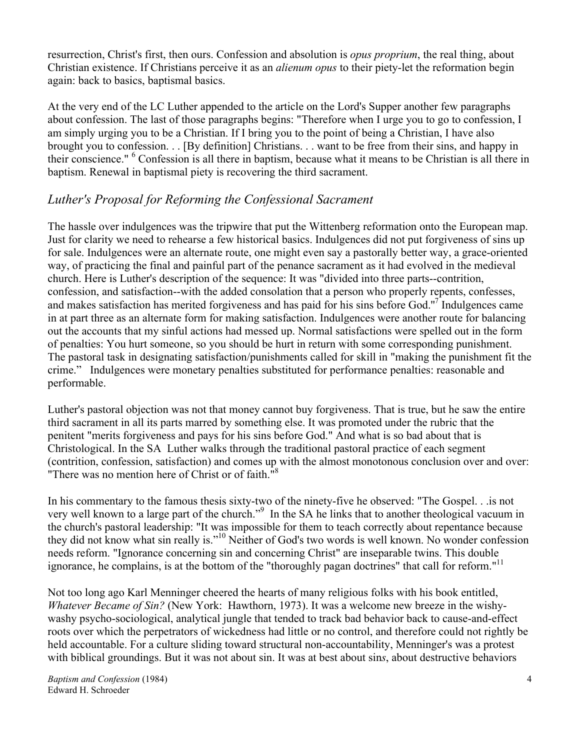resurrection, Christ's first, then ours. Confession and absolution is *opus proprium*, the real thing, about Christian existence. If Christians perceive it as an *alienum opus* to their piety-let the reformation begin again: back to basics, baptismal basics.

At the very end of the LC Luther appended to the article on the Lord's Supper another few paragraphs about confession. The last of those paragraphs begins: "Therefore when I urge you to go to confession, I am simply urging you to be a Christian. If I bring you to the point of being a Christian, I have also brought you to confession. . . [By definition] Christians. . . want to be free from their sins, and happy in their conscience." [6] Confession is all there in baptism, because what it means to be Christian is all there in baptism. Renewal in baptismal piety is recovering the third sacrament.

## *Luther's Proposal for Reforming the Confessional Sacrament*

The hassle over indulgences was the tripwire that put the Wittenberg reformation onto the European map. Just for clarity we need to rehearse a few historical basics. Indulgences did not put forgiveness of sins up for sale. Indulgences were an alternate route, one might even say a pastorally better way, a grace-oriented way, of practicing the final and painful part of the penance sacrament as it had evolved in the medieval church. Here is Luther's description of the sequence: It was "divided into three parts--contrition, confession, and satisfaction--with the added consolation that a person who properly repents, confesses, and makes satisfaction has merited forgiveness and has paid for his sins before God."[7] Indulgences came in at part three as an alternate form for making satisfaction. Indulgences were another route for balancing out the accounts that my sinful actions had messed up. Normal satisfactions were spelled out in the form of penalties: You hurt someone, so you should be hurt in return with some corresponding punishment. The pastoral task in designating satisfaction/punishments called for skill in "making the punishment fit the crime." Indulgences were monetary penalties substituted for performance penalties: reasonable and performable.

Luther's pastoral objection was not that money cannot buy forgiveness. That is true, but he saw the entire third sacrament in all its parts marred by something else. It was promoted under the rubric that the penitent "merits forgiveness and pays for his sins before God." And what is so bad about that is Christological. In the SA Luther walks through the traditional pastoral practice of each segment (contrition, confession, satisfaction) and comes up with the almost monotonous conclusion over and over: "There was no mention here of Christ or of faith."[8]

In his commentary to the famous thesis sixty-two of the ninety-five he observed: "The Gospel. . .is not very well known to a large part of the church."[9] In the SA he links that to another theological vacuum in the church's pastoral leadership: "It was impossible for them to teach correctly about repentance because they did not know what sin really is."[10] Neither of God's two words is well known. No wonder confession needs reform. "Ignorance concerning sin and concerning Christ" are inseparable twins. This double ignorance, he complains, is at the bottom of the "thoroughly pagan doctrines" that call for reform."[11]

Not too long ago Karl Menninger cheered the hearts of many religious folks with his book entitled, *Whatever Became of Sin?* (New York: Hawthorn, 1973). It was a welcome new breeze in the wishy-washy psycho-sociological, analytical jungle that tended to track bad behavior back to cause-and-effect roots over which the perpetrators of wickedness had little or no control, and therefore could not rightly be held accountable. For a culture sliding toward structural non-accountability, Menninger's was a protest with biblical groundings. But it was not about sin. It was at best about sin*s*, about destructive behaviors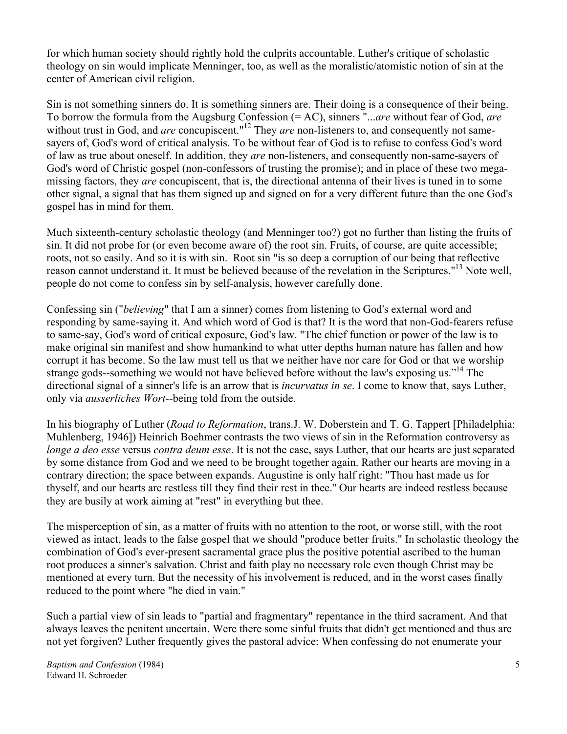for which human society should rightly hold the culprits accountable. Luther's critique of scholastic theology on sin would implicate Menninger, too, as well as the moralistic/atomistic notion of sin at the center of American civil religion.

Sin is not something sinners do. It is something sinners are. Their doing is a consequence of their being. To borrow the formula from the Augsburg Confession (= AC), sinners "...*are* without fear of God, *are* without trust in God, and *are* concupiscent."[12] They *are* non-listeners to, and consequently not same-sayers of, God's word of critical analysis. To be without fear of God is to refuse to confess God's word of law as true about oneself. In addition, they *are* non-listeners, and consequently non-same-sayers of God's word of Christic gospel (non-confessors of trusting the promise); and in place of these two mega-missing factors, they *are* concupiscent, that is, the directional antenna of their lives is tuned in to some other signal, a signal that has them signed up and signed on for a very different future than the one God's gospel has in mind for them.

Much sixteenth-century scholastic theology (and Menninger too?) got no further than listing the fruits of sin. It did not probe for (or even become aware of) the root sin. Fruits, of course, are quite accessible; roots, not so easily. And so it is with sin. Root sin "is so deep a corruption of our being that reflective reason cannot understand it. It must be believed because of the revelation in the Scriptures."[13] Note well, people do not come to confess sin by self-analysis, however carefully done.

Confessing sin ("*believing*" that I am a sinner) comes from listening to God's external word and responding by same-saying it. And which word of God is that? It is the word that non-God-fearers refuse to same-say, God's word of critical exposure, God's law. "The chief function or power of the law is to make original sin manifest and show humankind to what utter depths human nature has fallen and how corrupt it has become. So the law must tell us that we neither have nor care for God or that we worship strange gods--something we would not have believed before without the law's exposing us."[14] The directional signal of a sinner's life is an arrow that is *incurvatus in se*. I come to know that, says Luther, only via *ausserliches Wort*--being told from the outside.

In his biography of Luther (*Road to Reformation*, trans.J. W. Doberstein and T. G. Tappert [Philadelphia: Muhlenberg, 1946]) Heinrich Boehmer contrasts the two views of sin in the Reformation controversy as *longe a deo esse* versus *contra deum esse*. It is not the case, says Luther, that our hearts are just separated by some distance from God and we need to be brought together again. Rather our hearts are moving in a contrary direction; the space between expands. Augustine is only half right: "Thou hast made us for thyself, and our hearts arc restless till they find their rest in thee." Our hearts are indeed restless because they are busily at work aiming at "rest" in everything but thee.

The misperception of sin, as a matter of fruits with no attention to the root, or worse still, with the root viewed as intact, leads to the false gospel that we should "produce better fruits." In scholastic theology the combination of God's ever-present sacramental grace plus the positive potential ascribed to the human root produces a sinner's salvation. Christ and faith play no necessary role even though Christ may be mentioned at every turn. But the necessity of his involvement is reduced, and in the worst cases finally reduced to the point where "he died in vain."

Such a partial view of sin leads to "partial and fragmentary" repentance in the third sacrament. And that always leaves the penitent uncertain. Were there some sinful fruits that didn't get mentioned and thus are not yet forgiven? Luther frequently gives the pastoral advice: When confessing do not enumerate your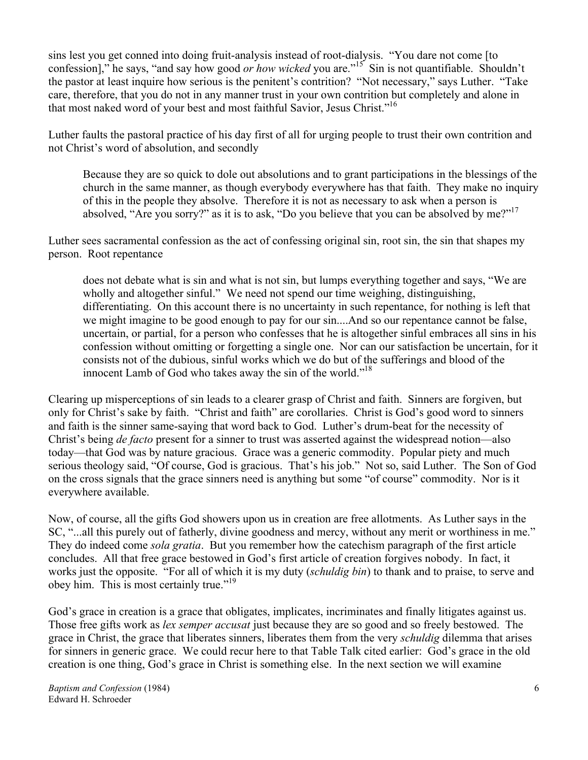sins lest you get conned into doing fruit-analysis instead of root-dialysis. "You dare not come [to confession]," he says, "and say how good *or how wicked* you are."[15] Sin is not quantifiable. Shouldn't the pastor at least inquire how serious is the penitent's contrition? "Not necessary," says Luther. "Take care, therefore, that you do not in any manner trust in your own contrition but completely and alone in that most naked word of your best and most faithful Savior, Jesus Christ."[16]

Luther faults the pastoral practice of his day first of all for urging people to trust their own contrition and not Christ's word of absolution, and secondly

> Because they are so quick to dole out absolutions and to grant participations in the blessings of the church in the same manner, as though everybody everywhere has that faith. They make no inquiry of this in the people they absolve. Therefore it is not as necessary to ask when a person is absolved, "Are you sorry?" as it is to ask, "Do you believe that you can be absolved by me?"[17]

Luther sees sacramental confession as the act of confessing original sin, root sin, the sin that shapes my person. Root repentance

> does not debate what is sin and what is not sin, but lumps everything together and says, "We are wholly and altogether sinful." We need not spend our time weighing, distinguishing, differentiating. On this account there is no uncertainty in such repentance, for nothing is left that we might imagine to be good enough to pay for our sin....And so our repentance cannot be false, uncertain, or partial, for a person who confesses that he is altogether sinful embraces all sins in his confession without omitting or forgetting a single one. Nor can our satisfaction be uncertain, for it consists not of the dubious, sinful works which we do but of the sufferings and blood of the innocent Lamb of God who takes away the sin of the world."[18]

Clearing up misperceptions of sin leads to a clearer grasp of Christ and faith. Sinners are forgiven, but only for Christ's sake by faith. "Christ and faith" are corollaries. Christ is God's good word to sinners and faith is the sinner same-saying that word back to God. Luther's drum-beat for the necessity of Christ's being *de facto* present for a sinner to trust was asserted against the widespread notion—also today—that God was by nature gracious. Grace was a generic commodity. Popular piety and much serious theology said, "Of course, God is gracious. That's his job." Not so, said Luther. The Son of God on the cross signals that the grace sinners need is anything but some "of course" commodity. Nor is it everywhere available.

Now, of course, all the gifts God showers upon us in creation are free allotments. As Luther says in the SC, "...all this purely out of fatherly, divine goodness and mercy, without any merit or worthiness in me." They do indeed come *sola gratia*. But you remember how the catechism paragraph of the first article concludes. All that free grace bestowed in God's first article of creation forgives nobody. In fact, it works just the opposite. "For all of which it is my duty (*schuldig bin*) to thank and to praise, to serve and obey him. This is most certainly true."[19]

God's grace in creation is a grace that obligates, implicates, incriminates and finally litigates against us. Those free gifts work as *lex semper accusat* just because they are so good and so freely bestowed. The grace in Christ, the grace that liberates sinners, liberates them from the very *schuldig* dilemma that arises for sinners in generic grace. We could recur here to that Table Talk cited earlier: God's grace in the old creation is one thing, God's grace in Christ is something else. In the next section we will examine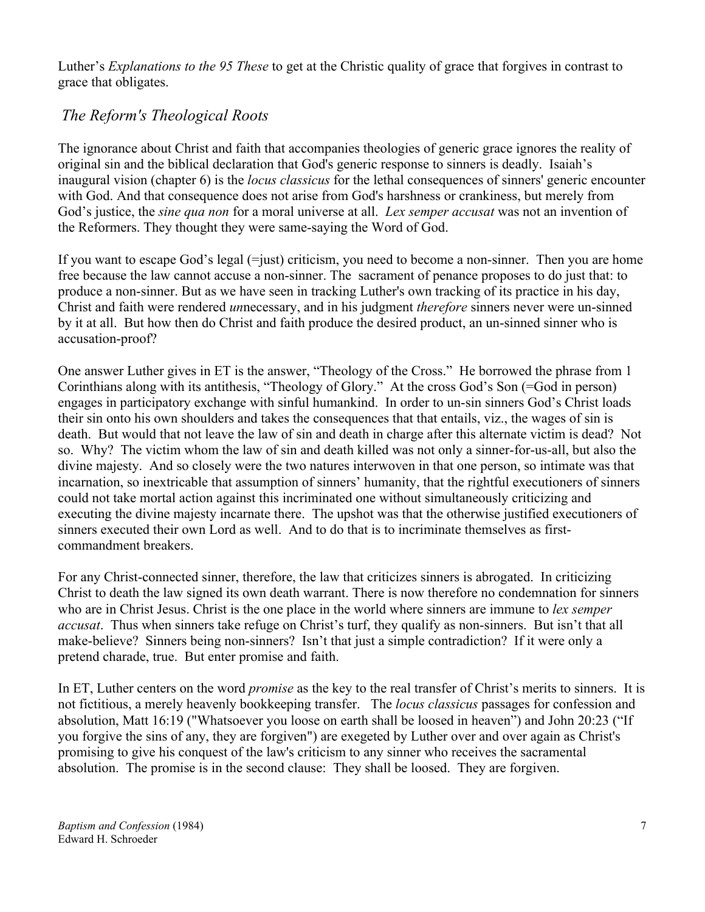Luther's *Explanations to the 95 These* to get at the Christic quality of grace that forgives in contrast to grace that obligates.

## *The Reform's Theological Roots*

The ignorance about Christ and faith that accompanies theologies of generic grace ignores the reality of original sin and the biblical declaration that God's generic response to sinners is deadly. Isaiah's inaugural vision (chapter 6) is the *locus classicus* for the lethal consequences of sinners' generic encounter with God. And that consequence does not arise from God's harshness or crankiness, but merely from God's justice, the *sine qua non* for a moral universe at all. *Lex semper accusat* was not an invention of the Reformers. They thought they were same-saying the Word of God.

If you want to escape God's legal (=just) criticism, you need to become a non-sinner. Then you are home free because the law cannot accuse a non-sinner. The sacrament of penance proposes to do just that: to produce a non-sinner. But as we have seen in tracking Luther's own tracking of its practice in his day, Christ and faith were rendered *un*necessary, and in his judgment *therefore* sinners never were un-sinned by it at all. But how then do Christ and faith produce the desired product, an un-sinned sinner who is accusation-proof?

One answer Luther gives in ET is the answer, "Theology of the Cross." He borrowed the phrase from 1 Corinthians along with its antithesis, "Theology of Glory." At the cross God's Son (=God in person) engages in participatory exchange with sinful humankind. In order to un-sin sinners God's Christ loads their sin onto his own shoulders and takes the consequences that that entails, viz., the wages of sin is death. But would that not leave the law of sin and death in charge after this alternate victim is dead? Not so. Why? The victim whom the law of sin and death killed was not only a sinner-for-us-all, but also the divine majesty. And so closely were the two natures interwoven in that one person, so intimate was that incarnation, so inextricable that assumption of sinners' humanity, that the rightful executioners of sinners could not take mortal action against this incriminated one without simultaneously criticizing and executing the divine majesty incarnate there. The upshot was that the otherwise justified executioners of sinners executed their own Lord as well. And to do that is to incriminate themselves as first-commandment breakers.

For any Christ-connected sinner, therefore, the law that criticizes sinners is abrogated. In criticizing Christ to death the law signed its own death warrant. There is now therefore no condemnation for sinners who are in Christ Jesus. Christ is the one place in the world where sinners are immune to *lex semper accusat*. Thus when sinners take refuge on Christ's turf, they qualify as non-sinners. But isn't that all make-believe? Sinners being non-sinners? Isn't that just a simple contradiction? If it were only a pretend charade, true. But enter promise and faith.

In ET, Luther centers on the word *promise* as the key to the real transfer of Christ's merits to sinners. It is not fictitious, a merely heavenly bookkeeping transfer. The *locus classicus* passages for confession and absolution, Matt 16:19 ("Whatsoever you loose on earth shall be loosed in heaven") and John 20:23 ("If you forgive the sins of any, they are forgiven") are exegeted by Luther over and over again as Christ's promising to give his conquest of the law's criticism to any sinner who receives the sacramental absolution. The promise is in the second clause: They shall be loosed. They are forgiven.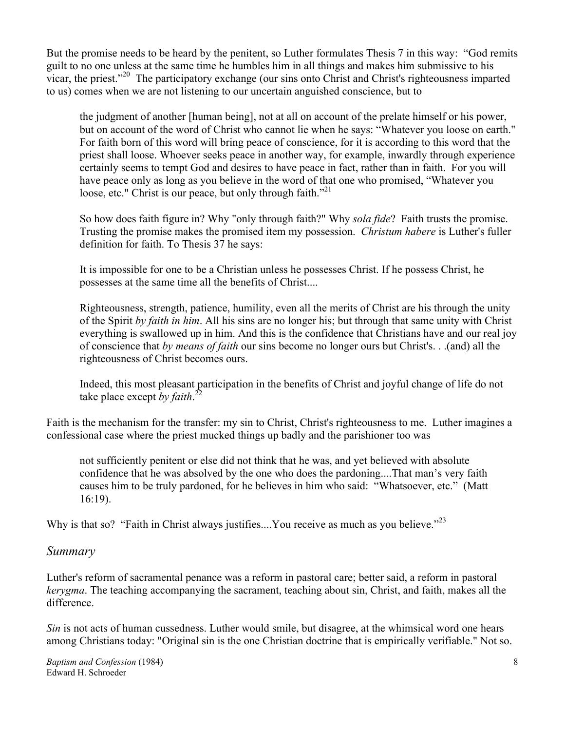But the promise needs to be heard by the penitent, so Luther formulates Thesis 7 in this way: "God remits guilt to no one unless at the same time he humbles him in all things and makes him submissive to his vicar, the priest."[20] The participatory exchange (our sins onto Christ and Christ's righteousness imparted to us) comes when we are not listening to our uncertain anguished conscience, but to

> the judgment of another [human being], not at all on account of the prelate himself or his power, but on account of the word of Christ who cannot lie when he says: "Whatever you loose on earth." For faith born of this word will bring peace of conscience, for it is according to this word that the priest shall loose. Whoever seeks peace in another way, for example, inwardly through experience certainly seems to tempt God and desires to have peace in fact, rather than in faith. For you will have peace only as long as you believe in the word of that one who promised, "Whatever you loose, etc." Christ is our peace, but only through faith."[21]
>
> So how does faith figure in? Why "only through faith?" Why *sola fide*? Faith trusts the promise. Trusting the promise makes the promised item my possession. *Christum habere* is Luther's fuller definition for faith. To Thesis 37 he says:
>
> It is impossible for one to be a Christian unless he possesses Christ. If he possess Christ, he possesses at the same time all the benefits of Christ....
>
> Righteousness, strength, patience, humility, even all the merits of Christ are his through the unity of the Spirit *by faith in him*. All his sins are no longer his; but through that same unity with Christ everything is swallowed up in him. And this is the confidence that Christians have and our real joy of conscience that *by means of faith* our sins become no longer ours but Christ's. . .(and) all the righteousness of Christ becomes ours.
>
> Indeed, this most pleasant participation in the benefits of Christ and joyful change of life do not take place except *by faith*.[22]

Faith is the mechanism for the transfer: my sin to Christ, Christ's righteousness to me. Luther imagines a confessional case where the priest mucked things up badly and the parishioner too was

> not sufficiently penitent or else did not think that he was, and yet believed with absolute confidence that he was absolved by the one who does the pardoning....That man's very faith causes him to be truly pardoned, for he believes in him who said: "Whatsoever, etc." (Matt 16:19).

Why is that so? "Faith in Christ always justifies....You receive as much as you believe."[23]

## *Summary*

Luther's reform of sacramental penance was a reform in pastoral care; better said, a reform in pastoral *kerygma*. The teaching accompanying the sacrament, teaching about sin, Christ, and faith, makes all the difference.

*Sin* is not acts of human cussedness. Luther would smile, but disagree, at the whimsical word one hears among Christians today: "Original sin is the one Christian doctrine that is empirically verifiable." Not so.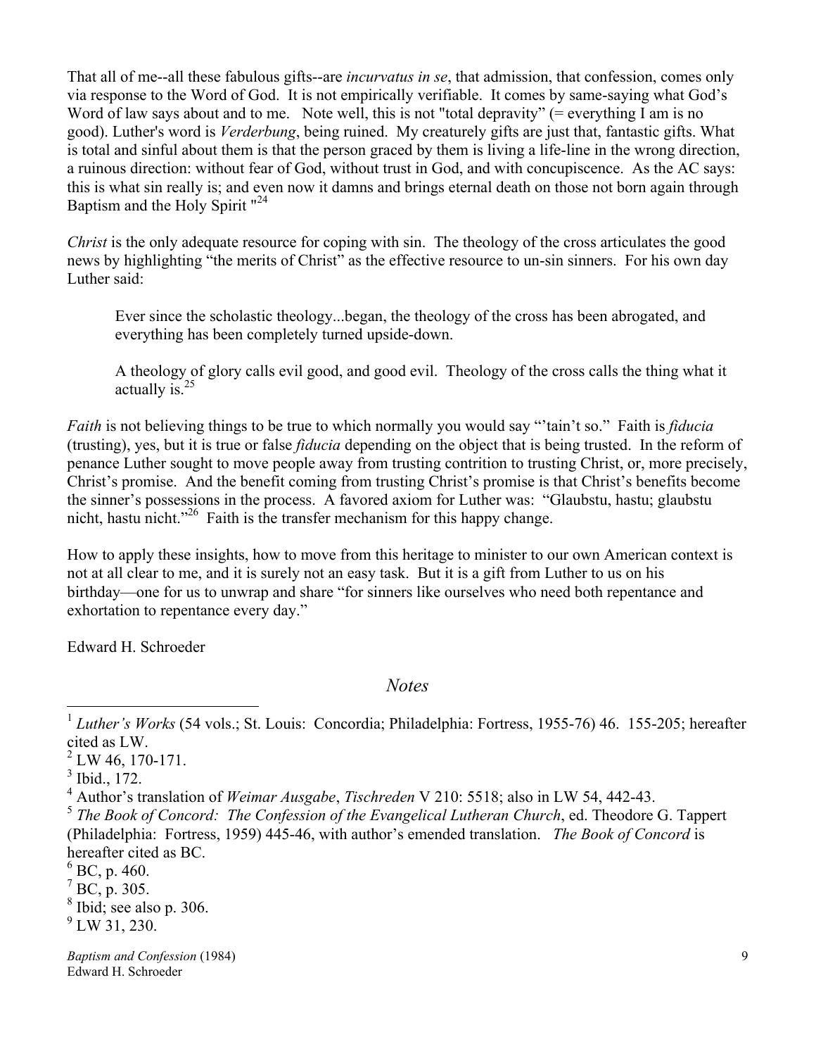That all of me--all these fabulous gifts--are *incurvatus in se*, that admission, that confession, comes only via response to the Word of God. It is not empirically verifiable. It comes by same-saying what God's Word of law says about and to me. Note well, this is not "total depravity" (= everything I am is no good). Luther's word is *Verderbung*, being ruined. My creaturely gifts are just that, fantastic gifts. What is total and sinful about them is that the person graced by them is living a life-line in the wrong direction, a ruinous direction: without fear of God, without trust in God, and with concupiscence. As the AC says: this is what sin really is; and even now it damns and brings eternal death on those not born again through Baptism and the Holy Spirit "[24]

*Christ* is the only adequate resource for coping with sin. The theology of the cross articulates the good news by highlighting "the merits of Christ" as the effective resource to un-sin sinners. For his own day Luther said:

> Ever since the scholastic theology...began, the theology of the cross has been abrogated, and everything has been completely turned upside-down.
>
> A theology of glory calls evil good, and good evil. Theology of the cross calls the thing what it actually is.[25]

*Faith* is not believing things to be true to which normally you would say "'tain't so." Faith is *fiducia* (trusting), yes, but it is true or false *fiducia* depending on the object that is being trusted. In the reform of penance Luther sought to move people away from trusting contrition to trusting Christ, or, more precisely, Christ's promise. And the benefit coming from trusting Christ's promise is that Christ's benefits become the sinner's possessions in the process. A favored axiom for Luther was: "Glaubstu, hastu; glaubstu nicht, hastu nicht."[26] Faith is the transfer mechanism for this happy change.

How to apply these insights, how to move from this heritage to minister to our own American context is not at all clear to me, and it is surely not an easy task. But it is a gift from Luther to us on his birthday—one for us to unwrap and share "for sinners like ourselves who need both repentance and exhortation to repentance every day."

Edward H. Schroeder

## *Notes*

[1] *Luther's Works* (54 vols.; St. Louis: Concordia; Philadelphia: Fortress, 1955-76) 46. 155-205; hereafter cited as LW.

[2] LW 46, 170-171.

[3] Ibid., 172.

[4] Author's translation of *Weimar Ausgabe*, *Tischreden* V 210: 5518; also in LW 54, 442-43.

[5] *The Book of Concord: The Confession of the Evangelical Lutheran Church*, ed. Theodore G. Tappert (Philadelphia: Fortress, 1959) 445-46, with author's emended translation. *The Book of Concord* is hereafter cited as BC.

[6] BC, p. 460.

[7] BC, p. 305.

[8] Ibid; see also p. 306.

[9] LW 31, 230.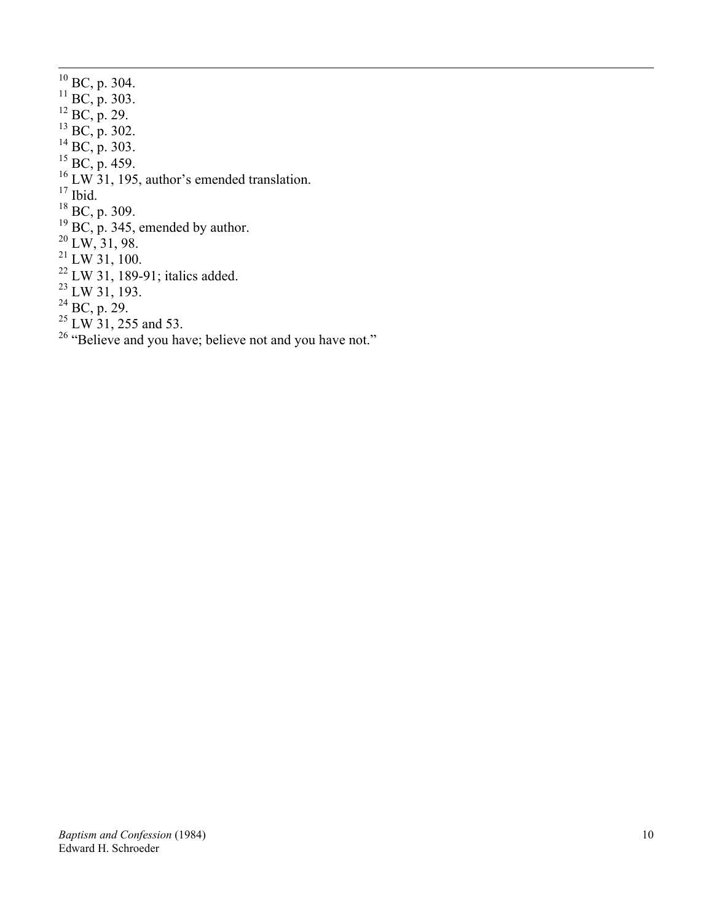[10] BC, p. 304.
[11] BC, p. 303.
[12] BC, p. 29.
[13] BC, p. 302.
[14] BC, p. 303.
[15] BC, p. 459.
[16] LW 31, 195, author's emended translation.
[17] Ibid.
[18] BC, p. 309.
[19] BC, p. 345, emended by author.
[20] LW, 31, 98.
[21] LW 31, 100.
[22] LW 31, 189-91; italics added.
[23] LW 31, 193.
[24] BC, p. 29.
[25] LW 31, 255 and 53.
[26] "Believe and you have; believe not and you have not."